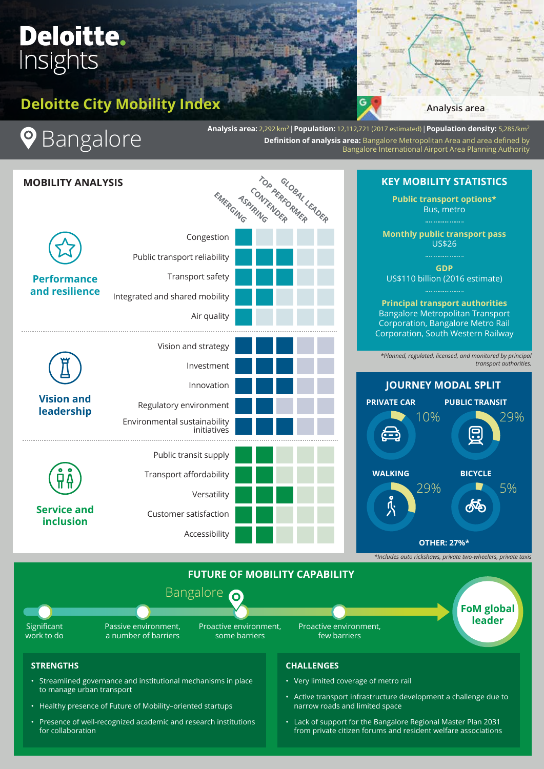# Deloitte Insights

## Deloitte City Mobility Index

Analysis area

# Bangalore

**Analysis area:** 2,292 km[2] | **Population:** 12,112,721 (2017 estimated) | **Population density:** 5,285/km[2]

**Definition of analysis area:** Bangalore Metropolitan Area and area defined by Bangalore International Airport Area Planning Authority

## MOBILITY ANALYSIS

| Category | Indicator | Emerging | Aspiring | Contender | Top performer | Global leader |
|---|---|---|---|---|---|---|
| Performance and resilience | Congestion | ■ | | | | |
| | Public transport reliability | ■ | ■ | ■ | | |
| | Transport safety | ■ | ■ | ■ | | |
| | Integrated and shared mobility | ■ | ■ | | | |
| | Air quality | ■ | | | | |
| Vision and leadership | Vision and strategy | ■ | ■ | ■ | | |
| | Investment | ■ | ■ | ■ | | |
| | Innovation | ■ | ■ | ■ | | |
| | Regulatory environment | ■ | ■ | | | |
| | Environmental sustainability initiatives | ■ | ■ | ■ | | |
| Service and inclusion | Public transit supply | ■ | ■ | | | |
| | Transport affordability | ■ | ■ | | | |
| | Versatility | ■ | ■ | ■ | | |
| | Customer satisfaction | ■ | ■ | | | |
| | Accessibility | ■ | ■ | | | |

## KEY MOBILITY STATISTICS

**Public transport options***
Bus, metro

**Monthly public transport pass**
US$26

**GDP**
US$110 billion (2016 estimate)

**Principal transport authorities**
Bangalore Metropolitan Transport Corporation, Bangalore Metro Rail Corporation, South Western Railway

*Planned, regulated, licensed, and monitored by principal transport authorities.

## JOURNEY MODAL SPLIT

- PRIVATE CAR: 10%
- PUBLIC TRANSIT: 29%
- WALKING: 29%
- BICYCLE: 5%
- OTHER: 27%*

*Includes auto rickshaws, private two-wheelers, private taxis

## FUTURE OF MOBILITY CAPABILITY

Significant work to do → Passive environment, a number of barriers → Proactive environment, some barriers (**Bangalore**) → Proactive environment, few barriers → FoM global leader

### STRENGTHS

- Streamlined governance and institutional mechanisms in place to manage urban transport
- Healthy presence of Future of Mobility–oriented startups
- Presence of well-recognized academic and research institutions for collaboration

### CHALLENGES

- Very limited coverage of metro rail
- Active transport infrastructure development a challenge due to narrow roads and limited space
- Lack of support for the Bangalore Regional Master Plan 2031 from private citizen forums and resident welfare associations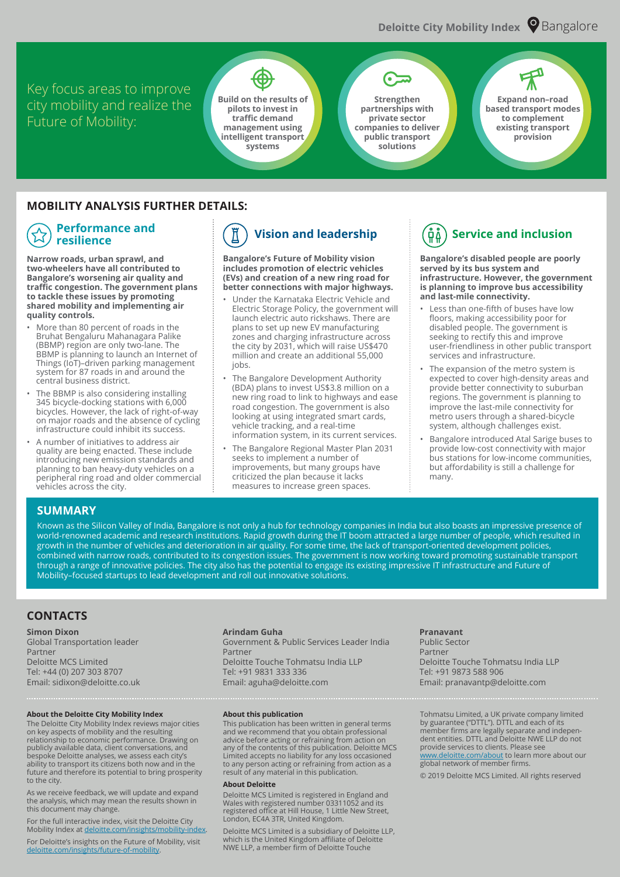Key focus areas to improve city mobility and realize the Future of Mobility:

**Build on the results of pilots to invest in traffic demand management using intelligent transport systems**

**Strengthen partnerships with private sector companies to deliver public transport solutions**

**Expand non-road based transport modes to complement existing transport provision**

## MOBILITY ANALYSIS FURTHER DETAILS:

### Performance and resilience

**Narrow roads, urban sprawl, and two-wheelers have all contributed to Bangalore's worsening air quality and traffic congestion. The government plans to tackle these issues by promoting shared mobility and implementing air quality controls.**

- More than 80 percent of roads in the Bruhat Bengaluru Mahanagara Palike (BBMP) region are only two-lane. The BBMP is planning to launch an Internet of Things (IoT)–driven parking management system for 87 roads in and around the central business district.
- The BBMP is also considering installing 345 bicycle-docking stations with 6,000 bicycles. However, the lack of right-of-way on major roads and the absence of cycling infrastructure could inhibit its success.
- A number of initiatives to address air quality are being enacted. These include introducing new emission standards and planning to ban heavy-duty vehicles on a peripheral ring road and older commercial vehicles across the city.

### Vision and leadership

**Bangalore's Future of Mobility vision includes promotion of electric vehicles (EVs) and creation of a new ring road for better connections with major highways.**

- Under the Karnataka Electric Vehicle and Electric Storage Policy, the government will launch electric auto rickshaws. There are plans to set up new EV manufacturing zones and charging infrastructure across the city by 2031, which will raise US$470 million and create an additional 55,000 jobs.
- The Bangalore Development Authority (BDA) plans to invest US$3.8 million on a new ring road to link to highways and ease road congestion. The government is also looking at using integrated smart cards, vehicle tracking, and a real-time information system, in its current services.
- The Bangalore Regional Master Plan 2031 seeks to implement a number of improvements, but many groups have criticized the plan because it lacks measures to increase green spaces.

### Service and inclusion

**Bangalore's disabled people are poorly served by its bus system and infrastructure. However, the government is planning to improve bus accessibility and last-mile connectivity.**

- Less than one-fifth of buses have low floors, making accessibility poor for disabled people. The government is seeking to rectify this and improve user-friendliness in other public transport services and infrastructure.
- The expansion of the metro system is expected to cover high-density areas and provide better connectivity to suburban regions. The government is planning to improve the last-mile connectivity for metro users through a shared-bicycle system, although challenges exist.
- Bangalore introduced Atal Sarige buses to provide low-cost connectivity with major bus stations for low-income communities, but affordability is still a challenge for many.

## SUMMARY

Known as the Silicon Valley of India, Bangalore is not only a hub for technology companies in India but also boasts an impressive presence of world-renowned academic and research institutions. Rapid growth during the IT boom attracted a large number of people, which resulted in growth in the number of vehicles and deterioration in air quality. For some time, the lack of transport-oriented development policies, combined with narrow roads, contributed to its congestion issues. The government is now working toward promoting sustainable transport through a range of innovative policies. The city also has the potential to engage its existing impressive IT infrastructure and Future of Mobility–focused startups to lead development and roll out innovative solutions.

## CONTACTS

**Simon Dixon**
Global Transportation leader
Partner
Deloitte MCS Limited
Tel: +44 (0) 207 303 8707
Email: sidixon@deloitte.co.uk

**Arindam Guha**
Government & Public Services Leader India
Partner
Deloitte Touche Tohmatsu India LLP
Tel: +91 9831 333 336
Email: aguha@deloitte.com

**Pranavant**
Public Sector
Partner
Deloitte Touche Tohmatsu India LLP
Tel: +91 9873 588 906
Email: pranavantp@deloitte.com

**About the Deloitte City Mobility Index**

The Deloitte City Mobility Index reviews major cities on key aspects of mobility and the resulting relationship to economic performance. Drawing on publicly available data, client conversations, and bespoke Deloitte analyses, we assess each city's ability to transport its citizens both now and in the future and therefore its potential to bring prosperity to the city.

As we receive feedback, we will update and expand the analysis, which may mean the results shown in this document may change.

For the full interactive index, visit the Deloitte City Mobility Index at deloitte.com/insights/mobility-index.

For Deloitte's insights on the Future of Mobility, visit deloitte.com/insights/future-of-mobility.

**About this publication**

This publication has been written in general terms and we recommend that you obtain professional advice before acting or refraining from action on any of the contents of this publication. Deloitte MCS Limited accepts no liability for any loss occasioned to any person acting or refraining from action as a result of any material in this publication.

**About Deloitte**

Deloitte MCS Limited is registered in England and Wales with registered number 03311052 and its registered office at Hill House, 1 Little New Street, London, EC4A 3TR, United Kingdom.

Deloitte MCS Limited is a subsidiary of Deloitte LLP, which is the United Kingdom affiliate of Deloitte NWE LLP, a member firm of Deloitte Touche Tohmatsu Limited, a UK private company limited by guarantee ("DTTL"). DTTL and each of its member firms are legally separate and independent entities. DTTL and Deloitte NWE LLP do not provide services to clients. Please see www.deloitte.com/about to learn more about our global network of member firms.

© 2019 Deloitte MCS Limited. All rights reserved